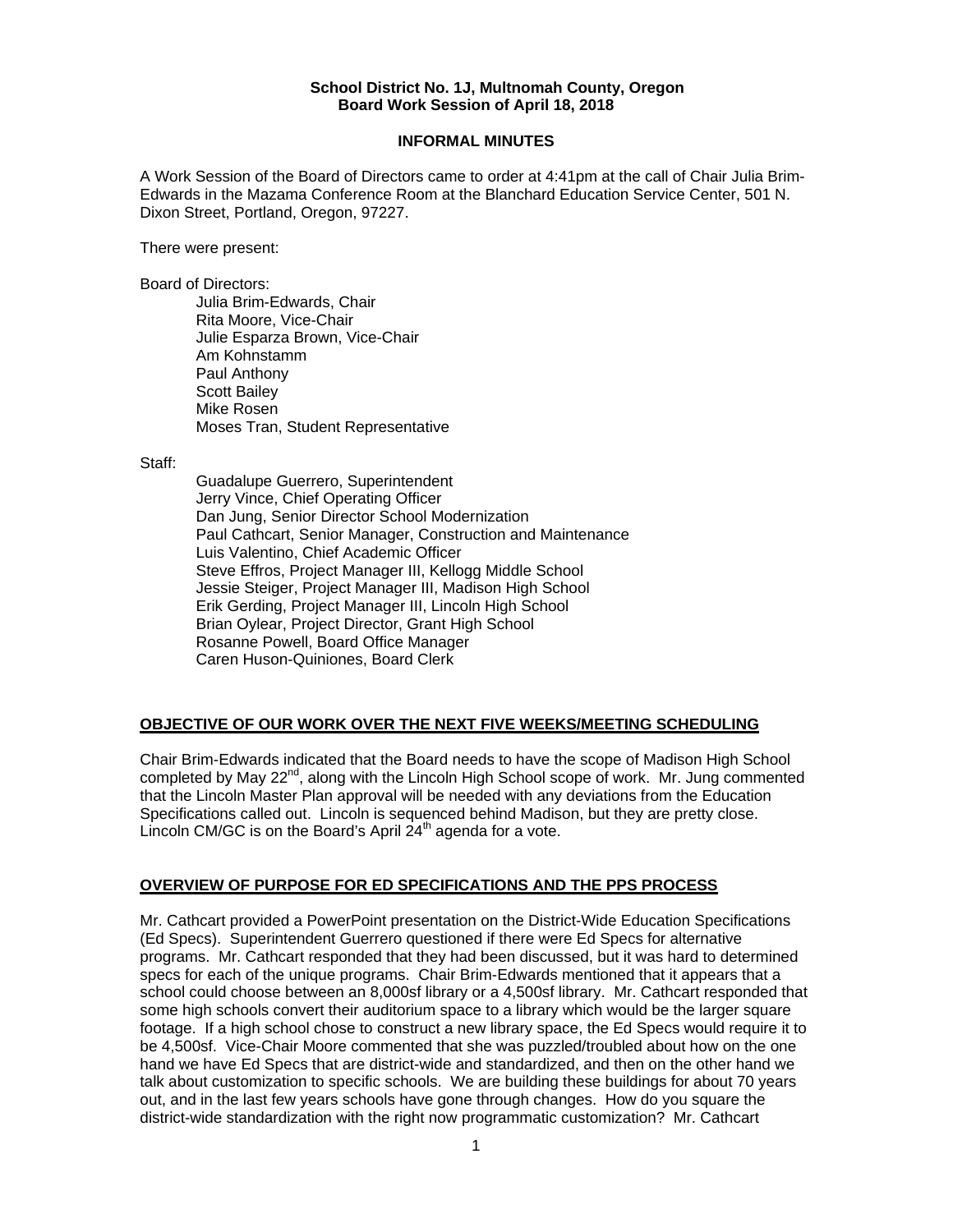**School District No. 1J, Multnomah County, Oregon**
**Board Work Session of April 18, 2018**

**INFORMAL MINUTES**

A Work Session of the Board of Directors came to order at 4:41pm at the call of Chair Julia Brim-Edwards in the Mazama Conference Room at the Blanchard Education Service Center, 501 N. Dixon Street, Portland, Oregon, 97227.

There were present:

Board of Directors:

Julia Brim-Edwards, Chair
Rita Moore, Vice-Chair
Julie Esparza Brown, Vice-Chair
Am Kohnstamm
Paul Anthony
Scott Bailey
Mike Rosen
Moses Tran, Student Representative

Staff:

Guadalupe Guerrero, Superintendent
Jerry Vince, Chief Operating Officer
Dan Jung, Senior Director School Modernization
Paul Cathcart, Senior Manager, Construction and Maintenance
Luis Valentino, Chief Academic Officer
Steve Effros, Project Manager III, Kellogg Middle School
Jessie Steiger, Project Manager III, Madison High School
Erik Gerding, Project Manager III, Lincoln High School
Brian Oylear, Project Director, Grant High School
Rosanne Powell, Board Office Manager
Caren Huson-Quiniones, Board Clerk

## OBJECTIVE OF OUR WORK OVER THE NEXT FIVE WEEKS/MEETING SCHEDULING

Chair Brim-Edwards indicated that the Board needs to have the scope of Madison High School completed by May 22nd, along with the Lincoln High School scope of work. Mr. Jung commented that the Lincoln Master Plan approval will be needed with any deviations from the Education Specifications called out. Lincoln is sequenced behind Madison, but they are pretty close. Lincoln CM/GC is on the Board's April 24th agenda for a vote.

## OVERVIEW OF PURPOSE FOR ED SPECIFICATIONS AND THE PPS PROCESS

Mr. Cathcart provided a PowerPoint presentation on the District-Wide Education Specifications (Ed Specs). Superintendent Guerrero questioned if there were Ed Specs for alternative programs. Mr. Cathcart responded that they had been discussed, but it was hard to determined specs for each of the unique programs. Chair Brim-Edwards mentioned that it appears that a school could choose between an 8,000sf library or a 4,500sf library. Mr. Cathcart responded that some high schools convert their auditorium space to a library which would be the larger square footage. If a high school chose to construct a new library space, the Ed Specs would require it to be 4,500sf. Vice-Chair Moore commented that she was puzzled/troubled about how on the one hand we have Ed Specs that are district-wide and standardized, and then on the other hand we talk about customization to specific schools. We are building these buildings for about 70 years out, and in the last few years schools have gone through changes. How do you square the district-wide standardization with the right now programmatic customization? Mr. Cathcart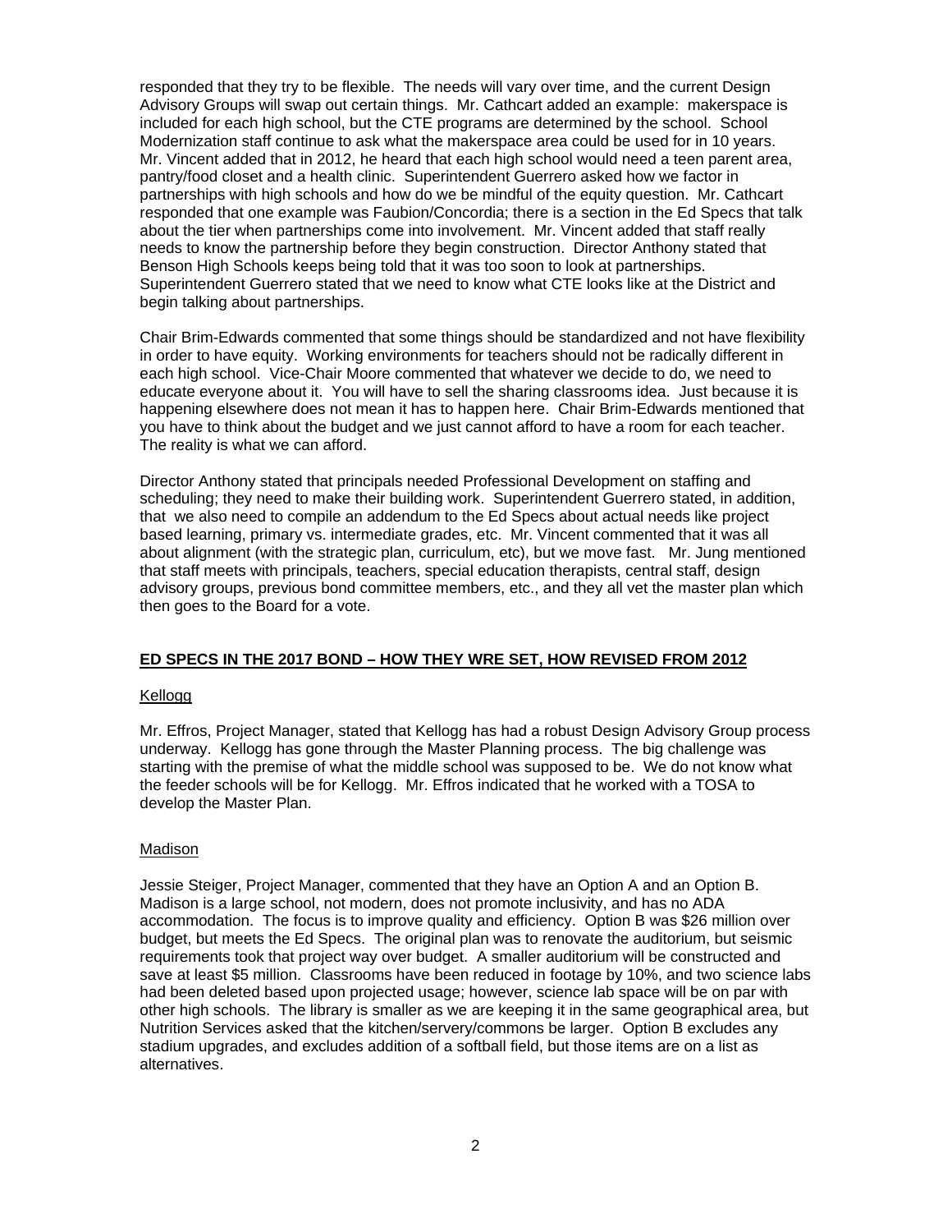responded that they try to be flexible. The needs will vary over time, and the current Design Advisory Groups will swap out certain things. Mr. Cathcart added an example: makerspace is included for each high school, but the CTE programs are determined by the school. School Modernization staff continue to ask what the makerspace area could be used for in 10 years. Mr. Vincent added that in 2012, he heard that each high school would need a teen parent area, pantry/food closet and a health clinic. Superintendent Guerrero asked how we factor in partnerships with high schools and how do we be mindful of the equity question. Mr. Cathcart responded that one example was Faubion/Concordia; there is a section in the Ed Specs that talk about the tier when partnerships come into involvement. Mr. Vincent added that staff really needs to know the partnership before they begin construction. Director Anthony stated that Benson High Schools keeps being told that it was too soon to look at partnerships. Superintendent Guerrero stated that we need to know what CTE looks like at the District and begin talking about partnerships.

Chair Brim-Edwards commented that some things should be standardized and not have flexibility in order to have equity. Working environments for teachers should not be radically different in each high school. Vice-Chair Moore commented that whatever we decide to do, we need to educate everyone about it. You will have to sell the sharing classrooms idea. Just because it is happening elsewhere does not mean it has to happen here. Chair Brim-Edwards mentioned that you have to think about the budget and we just cannot afford to have a room for each teacher. The reality is what we can afford.

Director Anthony stated that principals needed Professional Development on staffing and scheduling; they need to make their building work. Superintendent Guerrero stated, in addition, that we also need to compile an addendum to the Ed Specs about actual needs like project based learning, primary vs. intermediate grades, etc. Mr. Vincent commented that it was all about alignment (with the strategic plan, curriculum, etc), but we move fast. Mr. Jung mentioned that staff meets with principals, teachers, special education therapists, central staff, design advisory groups, previous bond committee members, etc., and they all vet the master plan which then goes to the Board for a vote.

**ED SPECS IN THE 2017 BOND – HOW THEY WRE SET, HOW REVISED FROM 2012**

Kellogg

Mr. Effros, Project Manager, stated that Kellogg has had a robust Design Advisory Group process underway. Kellogg has gone through the Master Planning process. The big challenge was starting with the premise of what the middle school was supposed to be. We do not know what the feeder schools will be for Kellogg. Mr. Effros indicated that he worked with a TOSA to develop the Master Plan.

Madison

Jessie Steiger, Project Manager, commented that they have an Option A and an Option B. Madison is a large school, not modern, does not promote inclusivity, and has no ADA accommodation. The focus is to improve quality and efficiency. Option B was $26 million over budget, but meets the Ed Specs. The original plan was to renovate the auditorium, but seismic requirements took that project way over budget. A smaller auditorium will be constructed and save at least $5 million. Classrooms have been reduced in footage by 10%, and two science labs had been deleted based upon projected usage; however, science lab space will be on par with other high schools. The library is smaller as we are keeping it in the same geographical area, but Nutrition Services asked that the kitchen/servery/commons be larger. Option B excludes any stadium upgrades, and excludes addition of a softball field, but those items are on a list as alternatives.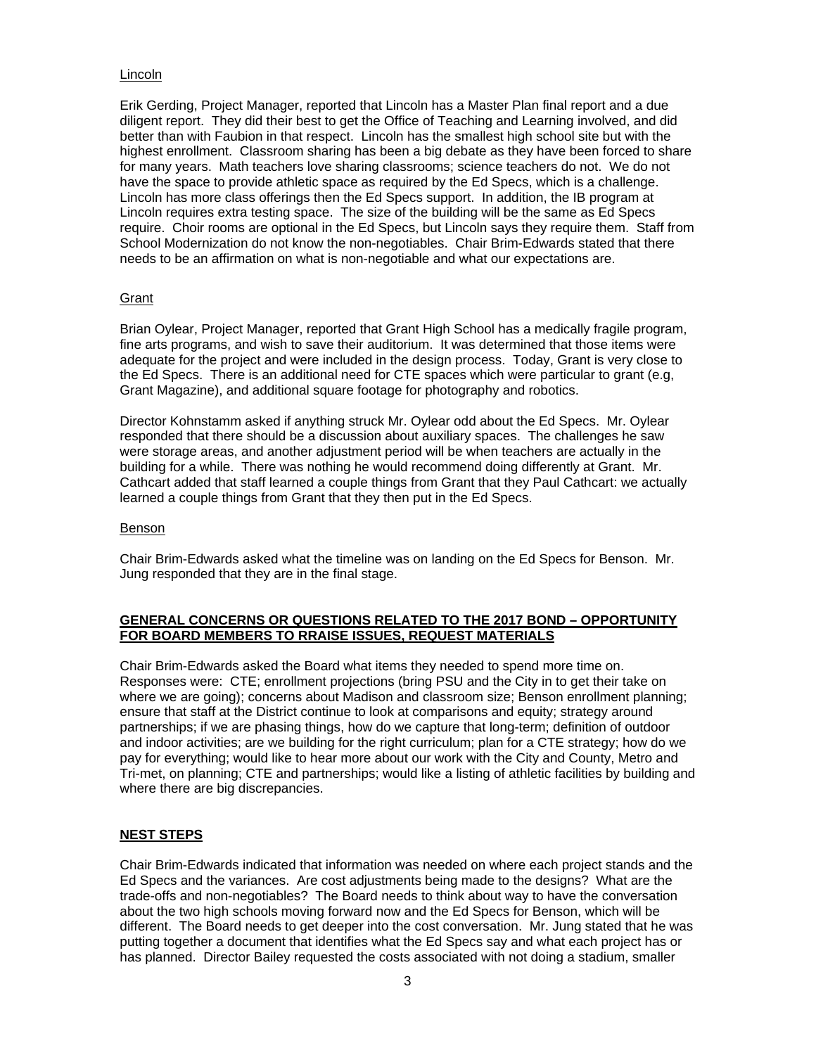Lincoln

Erik Gerding, Project Manager, reported that Lincoln has a Master Plan final report and a due diligent report. They did their best to get the Office of Teaching and Learning involved, and did better than with Faubion in that respect. Lincoln has the smallest high school site but with the highest enrollment. Classroom sharing has been a big debate as they have been forced to share for many years. Math teachers love sharing classrooms; science teachers do not. We do not have the space to provide athletic space as required by the Ed Specs, which is a challenge. Lincoln has more class offerings then the Ed Specs support. In addition, the IB program at Lincoln requires extra testing space. The size of the building will be the same as Ed Specs require. Choir rooms are optional in the Ed Specs, but Lincoln says they require them. Staff from School Modernization do not know the non-negotiables. Chair Brim-Edwards stated that there needs to be an affirmation on what is non-negotiable and what our expectations are.

Grant

Brian Oylear, Project Manager, reported that Grant High School has a medically fragile program, fine arts programs, and wish to save their auditorium. It was determined that those items were adequate for the project and were included in the design process. Today, Grant is very close to the Ed Specs. There is an additional need for CTE spaces which were particular to grant (e.g, Grant Magazine), and additional square footage for photography and robotics.

Director Kohnstamm asked if anything struck Mr. Oylear odd about the Ed Specs. Mr. Oylear responded that there should be a discussion about auxiliary spaces. The challenges he saw were storage areas, and another adjustment period will be when teachers are actually in the building for a while. There was nothing he would recommend doing differently at Grant. Mr. Cathcart added that staff learned a couple things from Grant that they Paul Cathcart: we actually learned a couple things from Grant that they then put in the Ed Specs.

Benson

Chair Brim-Edwards asked what the timeline was on landing on the Ed Specs for Benson. Mr. Jung responded that they are in the final stage.

**GENERAL CONCERNS OR QUESTIONS RELATED TO THE 2017 BOND – OPPORTUNITY FOR BOARD MEMBERS TO RRAISE ISSUES, REQUEST MATERIALS**

Chair Brim-Edwards asked the Board what items they needed to spend more time on. Responses were: CTE; enrollment projections (bring PSU and the City in to get their take on where we are going); concerns about Madison and classroom size; Benson enrollment planning; ensure that staff at the District continue to look at comparisons and equity; strategy around partnerships; if we are phasing things, how do we capture that long-term; definition of outdoor and indoor activities; are we building for the right curriculum; plan for a CTE strategy; how do we pay for everything; would like to hear more about our work with the City and County, Metro and Tri-met, on planning; CTE and partnerships; would like a listing of athletic facilities by building and where there are big discrepancies.

**NEST STEPS**

Chair Brim-Edwards indicated that information was needed on where each project stands and the Ed Specs and the variances. Are cost adjustments being made to the designs? What are the trade-offs and non-negotiables? The Board needs to think about way to have the conversation about the two high schools moving forward now and the Ed Specs for Benson, which will be different. The Board needs to get deeper into the cost conversation. Mr. Jung stated that he was putting together a document that identifies what the Ed Specs say and what each project has or has planned. Director Bailey requested the costs associated with not doing a stadium, smaller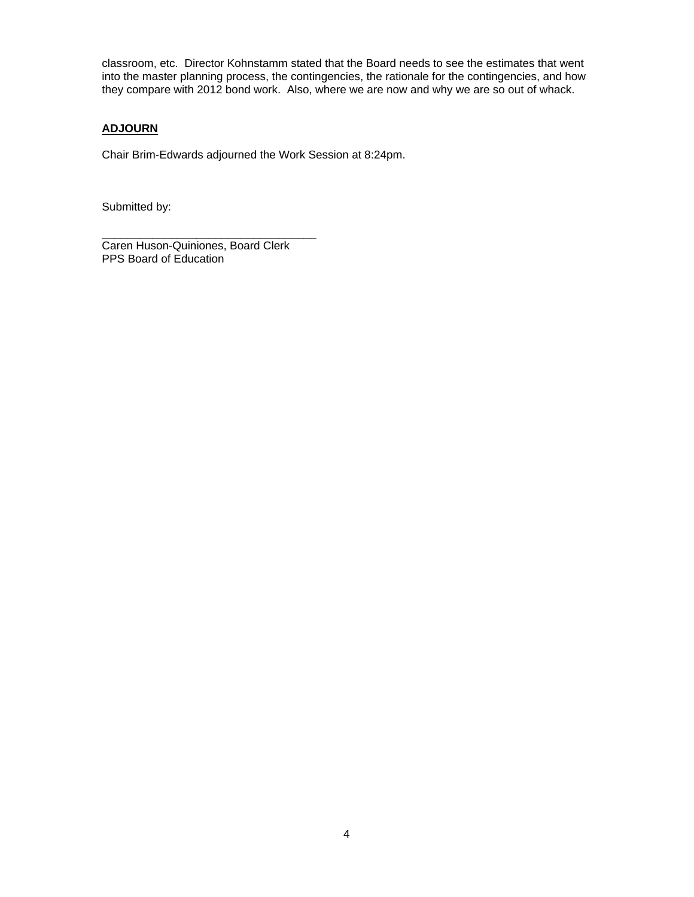classroom, etc. Director Kohnstamm stated that the Board needs to see the estimates that went into the master planning process, the contingencies, the rationale for the contingencies, and how they compare with 2012 bond work. Also, where we are now and why we are so out of whack.

## ADJOURN

Chair Brim-Edwards adjourned the Work Session at 8:24pm.

Submitted by:

___________________________________
Caren Huson-Quiniones, Board Clerk
PPS Board of Education